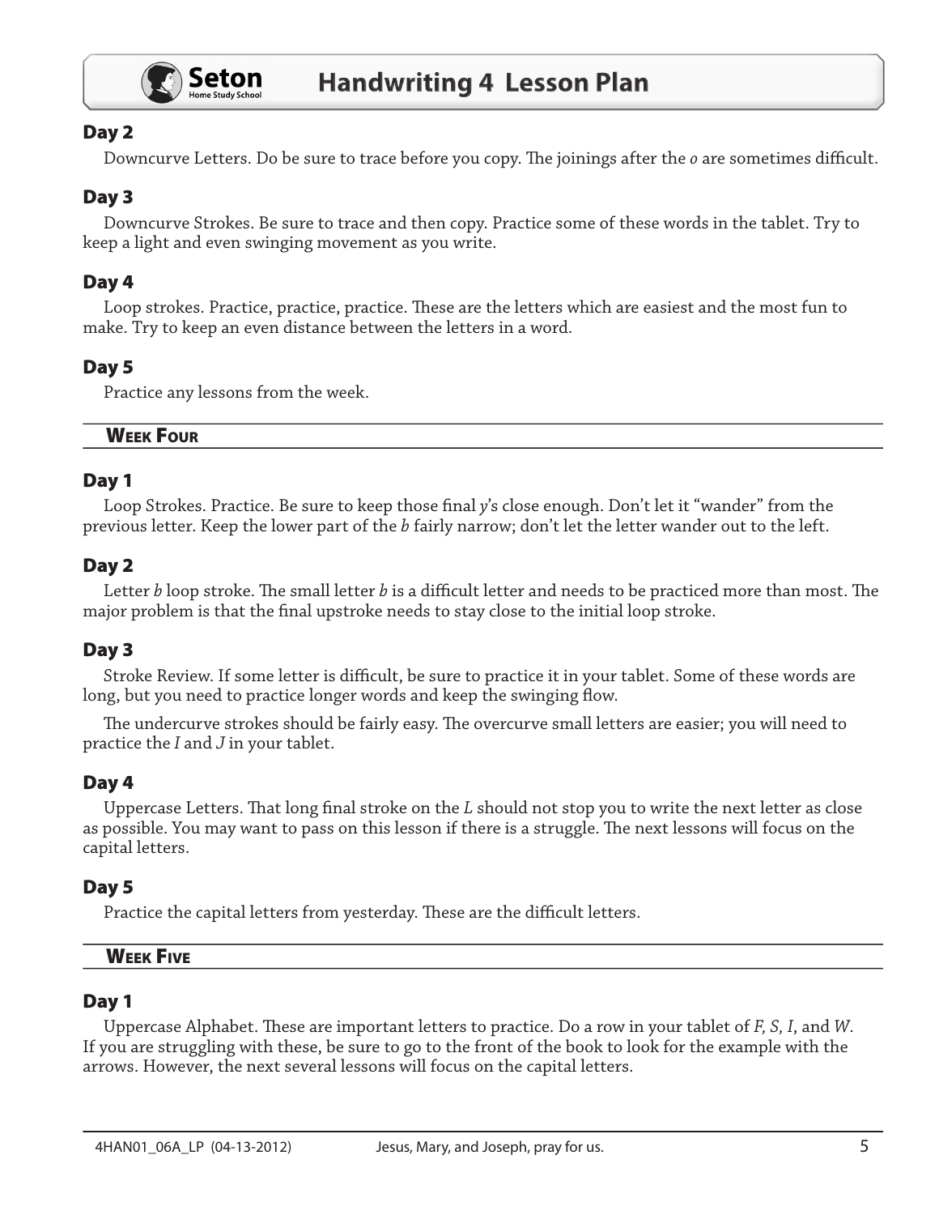### Day 2

Downcurve Letters. Do be sure to trace before you copy. The joinings after the *o* are sometimes difficult.

### Day 3

Downcurve Strokes. Be sure to trace and then copy. Practice some of these words in the tablet. Try to keep a light and even swinging movement as you write.

### Day 4

Loop strokes. Practice, practice, practice. These are the letters which are easiest and the most fun to make. Try to keep an even distance between the letters in a word.

### Day 5

Practice any lessons from the week.

## Week Four

### Day 1

Loop Strokes. Practice. Be sure to keep those final *y*'s close enough. Don't let it "wander" from the previous letter. Keep the lower part of the *b* fairly narrow; don't let the letter wander out to the left.

### Day 2

Letter *b* loop stroke. The small letter *b* is a difficult letter and needs to be practiced more than most. The major problem is that the final upstroke needs to stay close to the initial loop stroke.

### Day 3

Stroke Review. If some letter is difficult, be sure to practice it in your tablet. Some of these words are long, but you need to practice longer words and keep the swinging flow.

The undercurve strokes should be fairly easy. The overcurve small letters are easier; you will need to practice the *I* and *J* in your tablet.

### Day 4

Uppercase Letters. That long final stroke on the *L* should not stop you to write the next letter as close as possible. You may want to pass on this lesson if there is a struggle. The next lessons will focus on the capital letters.

### Day 5

Practice the capital letters from yesterday. These are the difficult letters.

## Week Five

### Day 1

Uppercase Alphabet. These are important letters to practice. Do a row in your tablet of *F, S, I*, and *W*. If you are struggling with these, be sure to go to the front of the book to look for the example with the arrows. However, the next several lessons will focus on the capital letters.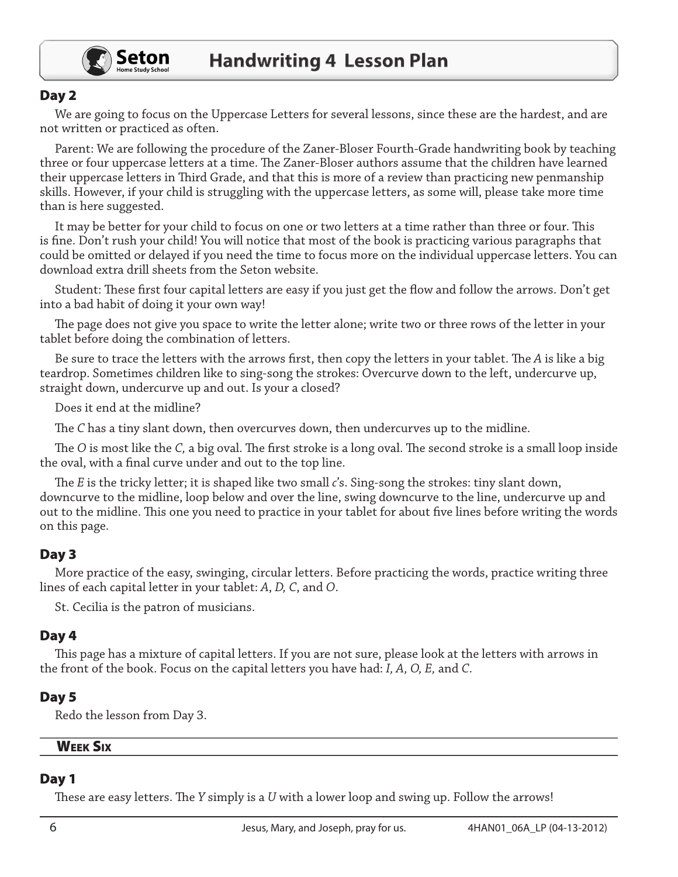## Day 2

We are going to focus on the Uppercase Letters for several lessons, since these are the hardest, and are not written or practiced as often.

Parent: We are following the procedure of the Zaner-Bloser Fourth-Grade handwriting book by teaching three or four uppercase letters at a time. The Zaner-Bloser authors assume that the children have learned their uppercase letters in Third Grade, and that this is more of a review than practicing new penmanship skills. However, if your child is struggling with the uppercase letters, as some will, please take more time than is here suggested.

It may be better for your child to focus on one or two letters at a time rather than three or four. This is fine. Don't rush your child! You will notice that most of the book is practicing various paragraphs that could be omitted or delayed if you need the time to focus more on the individual uppercase letters. You can download extra drill sheets from the Seton website.

Student: These first four capital letters are easy if you just get the flow and follow the arrows. Don't get into a bad habit of doing it your own way!

The page does not give you space to write the letter alone; write two or three rows of the letter in your tablet before doing the combination of letters.

Be sure to trace the letters with the arrows first, then copy the letters in your tablet. The *A* is like a big teardrop. Sometimes children like to sing-song the strokes: Overcurve down to the left, undercurve up, straight down, undercurve up and out. Is your a closed?

Does it end at the midline?

The *C* has a tiny slant down, then overcurves down, then undercurves up to the midline.

The *O* is most like the *C,* a big oval. The first stroke is a long oval. The second stroke is a small loop inside the oval, with a final curve under and out to the top line.

The *E* is the tricky letter; it is shaped like two small *c*'s. Sing-song the strokes: tiny slant down, downcurve to the midline, loop below and over the line, swing downcurve to the line, undercurve up and out to the midline. This one you need to practice in your tablet for about five lines before writing the words on this page.

## Day 3

More practice of the easy, swinging, circular letters. Before practicing the words, practice writing three lines of each capital letter in your tablet: *A*, *D, C*, and *O*.

St. Cecilia is the patron of musicians.

## Day 4

This page has a mixture of capital letters. If you are not sure, please look at the letters with arrows in the front of the book. Focus on the capital letters you have had: *I, A, O, E,* and *C*.

## Day 5

Redo the lesson from Day 3.

# Week Six

## Day 1

These are easy letters. The *Y* simply is a *U* with a lower loop and swing up. Follow the arrows!